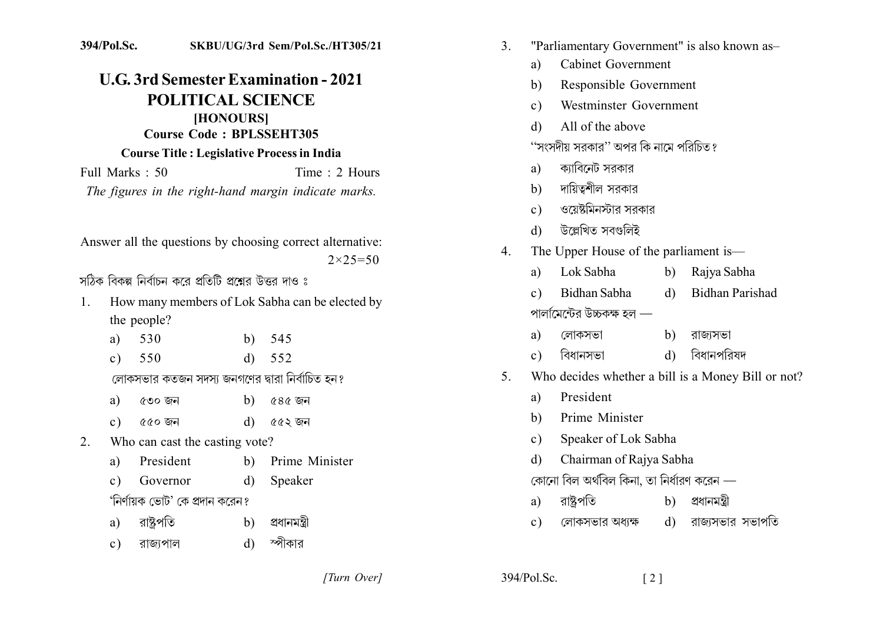394/Pol.Sc. SKBU/UG/3rd Sem/Pol.Sc./HT305/21

# U.G. 3rd Semester Examination - 2021

## POLITICAL SCIENCE

### [HONOURS]

**Course Code : BPLSSEHT305**

**Course Title : Legislative Process in India**

Full Marks : 50 Time : 2 Hours

*The figures in the right-hand margin indicate marks.*

Answer all the questions by choosing correct alternative: 2×25=50

সঠিক বিকল্প নির্বাচন করে প্রতিটি প্রশ্নের উত্তর দাও ঃ

1. How many members of Lok Sabha can be elected by the people?
   - a) 530
   - b) 545
   - c) 550
   - d) 552

   লোকসভার কতজন সদস্য জনগণের দ্বারা নির্বাচিত হন?
   - a) ৫৩০ জন
   - b) ৫৪৫ জন
   - c) ৫৫০ জন
   - d) ৫৫২ জন

2. Who can cast the casting vote?
   - a) President
   - b) Prime Minister
   - c) Governor
   - d) Speaker

   'নির্ণায়ক ভোট' কে প্রদান করেন?
   - a) রাষ্ট্রপতি
   - b) প্রধানমন্ত্রী
   - c) রাজ্যপাল
   - d) স্পীকার

3. "Parliamentary Government" is also known as–
   - a) Cabinet Government
   - b) Responsible Government
   - c) Westminster Government
   - d) All of the above

   "সংসদীয় সরকার" অপর কি নামে পরিচিত?
   - a) ক্যাবিনেট সরকার
   - b) দায়িত্বশীল সরকার
   - c) ওয়েষ্টমিনস্টার সরকার
   - d) উল্লেখিত সবগুলিই

4. The Upper House of the parliament is—
   - a) Lok Sabha
   - b) Rajya Sabha
   - c) Bidhan Sabha
   - d) Bidhan Parishad

   পার্লামেন্টের উচ্চকক্ষ হল —
   - a) লোকসভা
   - b) রাজ্যসভা
   - c) বিধানসভা
   - d) বিধানপরিষদ

5. Who decides whether a bill is a Money Bill or not?
   - a) President
   - b) Prime Minister
   - c) Speaker of Lok Sabha
   - d) Chairman of Rajya Sabha

   কোনো বিল অর্থবিল কিনা, তা নির্ধারণ করেন —
   - a) রাষ্ট্রপতি
   - b) প্রধানমন্ত্রী
   - c) লোকসভার অধ্যক্ষ
   - d) রাজ্যসভার সভাপতি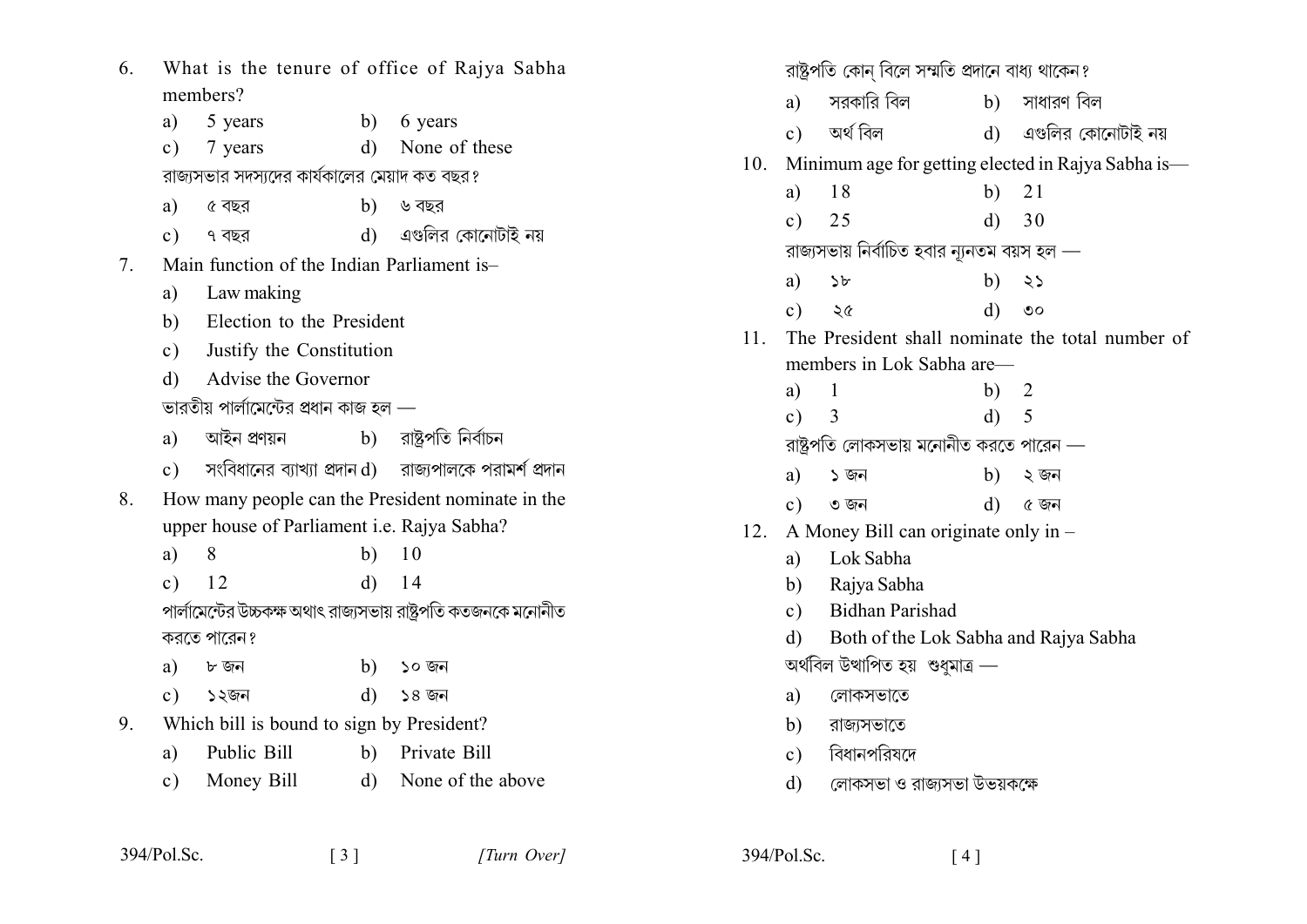6. What is the tenure of office of Rajya Sabha members?
   a) 5 years  b) 6 years
   c) 7 years  d) None of these

   রাজ্যসভার সদস্যদের কার্যকালের মেয়াদ কত বছর?
   a) ৫ বছর  b) ৬ বছর
   c) ৭ বছর  d) এগুলির কোনোটাই নয়

7. Main function of the Indian Parliament is–
   a) Law making
   b) Election to the President
   c) Justify the Constitution
   d) Advise the Governor

   ভারতীয় পার্লামেন্টের প্রধান কাজ হল —
   a) আইন প্রণয়ন  b) রাষ্ট্রপতি নির্বাচন
   c) সংবিধানের ব্যাখ্যা প্রদান d) রাজ্যপালকে পরামর্শ প্রদান

8. How many people can the President nominate in the upper house of Parliament i.e. Rajya Sabha?
   a) 8  b) 10
   c) 12  d) 14

   পার্লামেন্টের উচ্চকক্ষ অথাৎ রাজ্যসভায় রাষ্ট্রপতি কতজনকে মনোনীত করতে পারেন?
   a) ৮ জন  b) ১০ জন
   c) ১২জন  d) ১৪ জন

9. Which bill is bound to sign by President?
   a) Public Bill  b) Private Bill
   c) Money Bill  d) None of the above

   রাষ্ট্রপতি কোন্ বিলে সম্মতি প্রদানে বাধ্য থাকেন?
   a) সরকারি বিল  b) সাধারণ বিল
   c) অর্থ বিল  d) এগুলির কোনোটাই নয়

10. Minimum age for getting elected in Rajya Sabha is—
    a) 18  b) 21
    c) 25  d) 30

    রাজ্যসভায় নির্বাচিত হবার ন্যূনতম বয়স হল —
    a) ১৮  b) ২১
    c) ২৫  d) ৩০

11. The President shall nominate the total number of members in Lok Sabha are—
    a) 1  b) 2
    c) 3  d) 5

    রাষ্ট্রপতি লোকসভায় মনোনীত করতে পারেন —
    a) ১ জন  b) ২ জন
    c) ৩ জন  d) ৫ জন

12. A Money Bill can originate only in –
    a) Lok Sabha
    b) Rajya Sabha
    c) Bidhan Parishad
    d) Both of the Lok Sabha and Rajya Sabha

    অর্থবিল উত্থাপিত হয় শুধুমাত্র —
    a) লোকসভাতে
    b) রাজ্যসভাতে
    c) বিধানপরিষদে
    d) লোকসভা ও রাজ্যসভা উভয়কক্ষে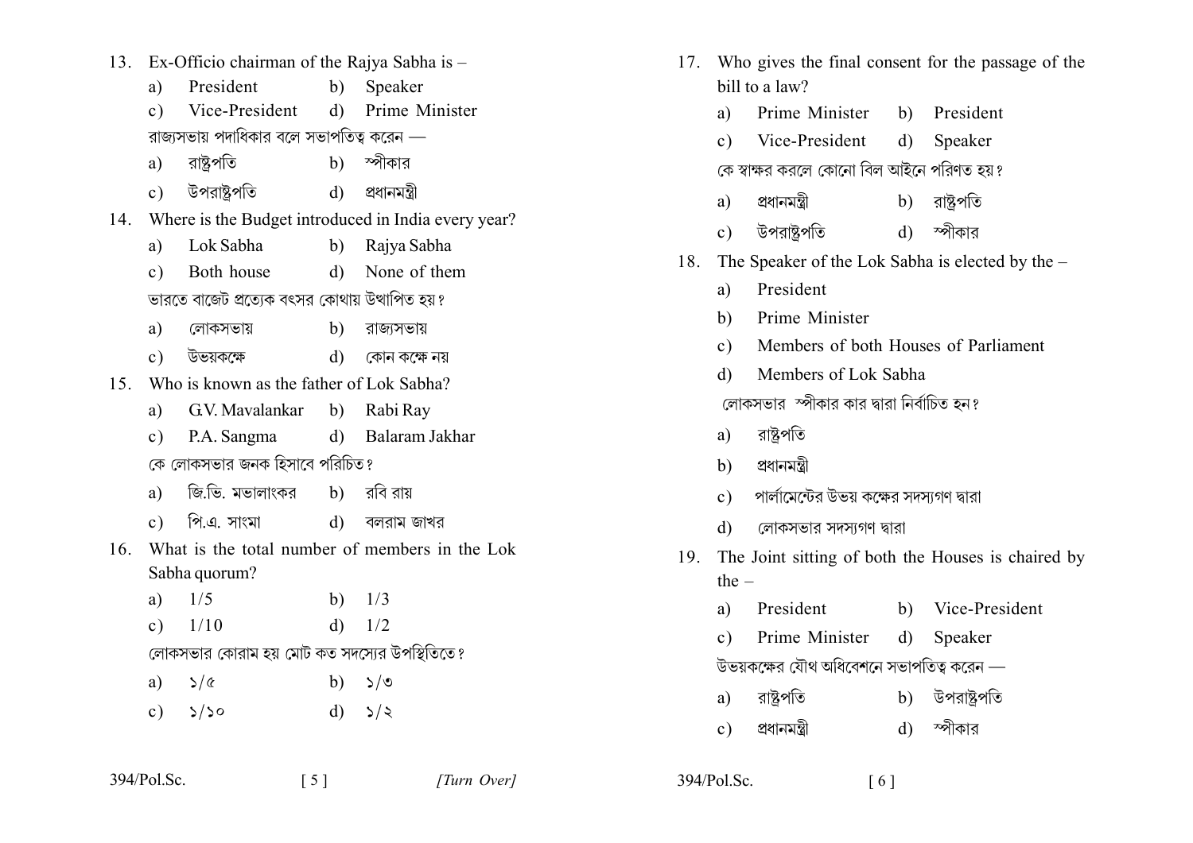13. Ex-Officio chairman of the Rajya Sabha is –

    a) President b) Speaker

    c) Vice-President d) Prime Minister

    রাজ্যসভায় পদাধিকার বলে সভাপতিত্ব করেন —

    a) রাষ্ট্রপতি b) স্পীকার

    c) উপরাষ্ট্রপতি d) প্রধানমন্ত্রী

14. Where is the Budget introduced in India every year?

    a) Lok Sabha b) Rajya Sabha

    c) Both house d) None of them

    ভারতে বাজেট প্রত্যেক বৎসর কোথায় উত্থাপিত হয়?

    a) লোকসভায় b) রাজ্যসভায়

    c) উভয়কক্ষে d) কোন কক্ষে নয়

15. Who is known as the father of Lok Sabha?

    a) G.V. Mavalankar b) Rabi Ray

    c) P.A. Sangma d) Balaram Jakhar

    কে লোকসভার জনক হিসাবে পরিচিত?

    a) জি.ভি. মভালাংকর b) রবি রায়

    c) পি.এ. সাংমা d) বলরাম জাখর

16. What is the total number of members in the Lok Sabha quorum?

    a) 1/5 b) 1/3

    c) 1/10 d) 1/2

    লোকসভার কোরাম হয় মোট কত সদস্যের উপস্থিতিতে?

    a) ১/৫ b) ১/৩

    c) ১/১০ d) ১/২

17. Who gives the final consent for the passage of the bill to a law?

    a) Prime Minister b) President

    c) Vice-President d) Speaker

    কে স্বাক্ষর করলে কোনো বিল আইনে পরিণত হয়?

    a) প্রধানমন্ত্রী b) রাষ্ট্রপতি

    c) উপরাষ্ট্রপতি d) স্পীকার

18. The Speaker of the Lok Sabha is elected by the –

    a) President

    b) Prime Minister

    c) Members of both Houses of Parliament

    d) Members of Lok Sabha

    লোকসভার স্পীকার কার দ্বারা নির্বাচিত হন?

    a) রাষ্ট্রপতি

    b) প্রধানমন্ত্রী

    c) পার্লামেন্টের উভয় কক্ষের সদস্যগণ দ্বারা

    d) লোকসভার সদস্যগণ দ্বারা

19. The Joint sitting of both the Houses is chaired by the –

    a) President b) Vice-President

    c) Prime Minister d) Speaker

    উভয়কক্ষের যৌথ অধিবেশনে সভাপতিত্ব করেন —

    a) রাষ্ট্রপতি b) উপরাষ্ট্রপতি

    c) প্রধানমন্ত্রী d) স্পীকার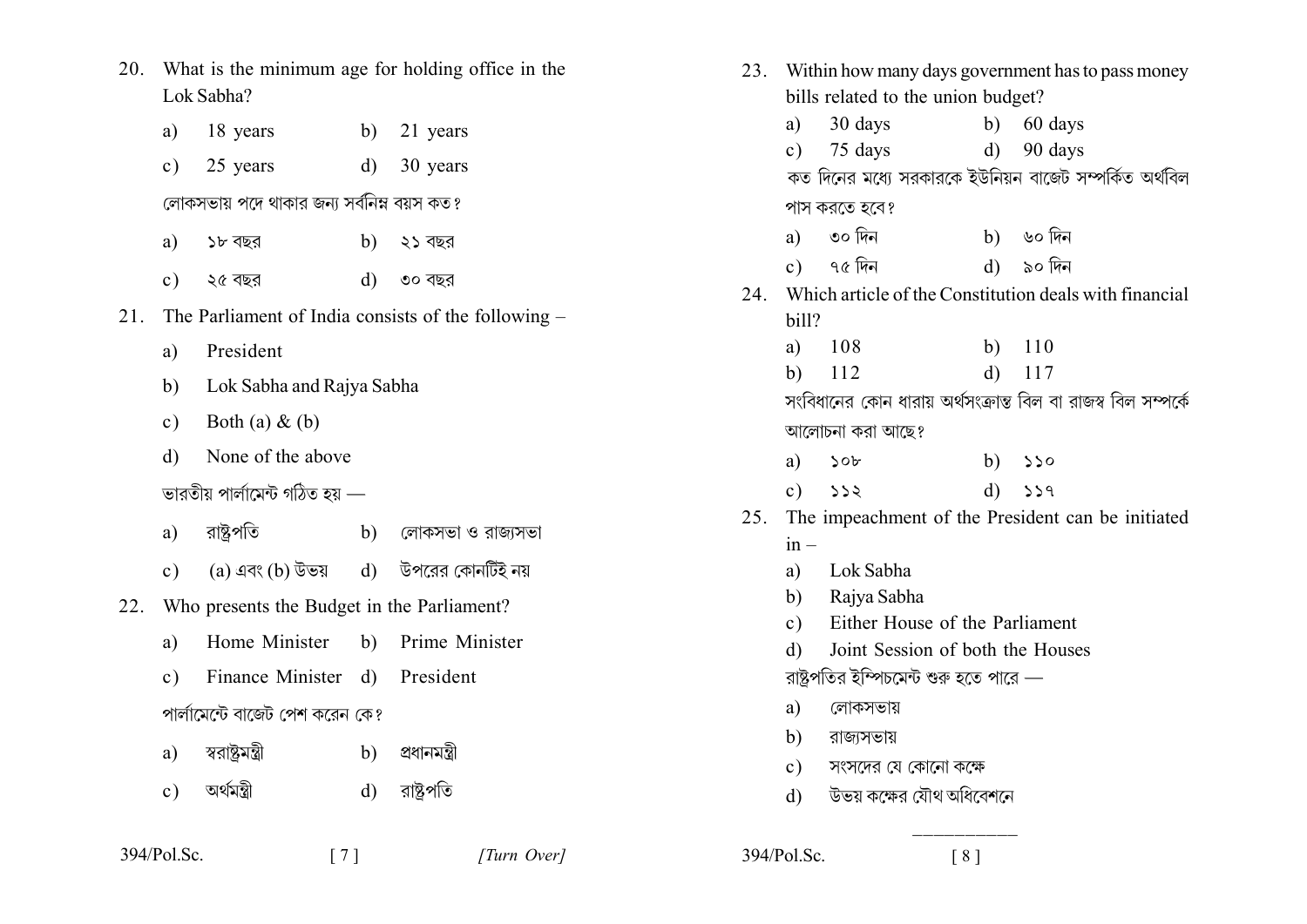20. What is the minimum age for holding office in the Lok Sabha?

    a) 18 years　　b) 21 years

    c) 25 years　　d) 30 years

    লোকসভায় পদে থাকার জন্য সর্বনিম্ন বয়স কত?

    a) ১৮ বছর　　b) ২১ বছর

    c) ২৫ বছর　　d) ৩০ বছর

21. The Parliament of India consists of the following –

    a) President

    b) Lok Sabha and Rajya Sabha

    c) Both (a) & (b)

    d) None of the above

    ভারতীয় পার্লামেন্ট গঠিত হয় —

    a) রাষ্ট্রপতি　　b) লোকসভা ও রাজ্যসভা

    c) (a) এবং (b) উভয়　　d) উপরের কোনটিই নয়

22. Who presents the Budget in the Parliament?

    a) Home Minister　　b) Prime Minister

    c) Finance Minister　　d) President

    পার্লামেন্টে বাজেট পেশ করেন কে?

    a) স্বরাষ্ট্রমন্ত্রী　　b) প্রধানমন্ত্রী

    c) অর্থমন্ত্রী　　d) রাষ্ট্রপতি

23. Within how many days government has to pass money bills related to the union budget?

    a) 30 days　　b) 60 days

    c) 75 days　　d) 90 days

    কত দিনের মধ্যে সরকারকে ইউনিয়ন বাজেট সম্পর্কিত অর্থবিল পাস করতে হবে?

    a) ৩০ দিন　　b) ৬০ দিন

    c) ৭৫ দিন　　d) ৯০ দিন

24. Which article of the Constitution deals with financial bill?

    a) 108　　b) 110

    b) 112　　d) 117

    সংবিধানের কোন ধারায় অর্থসংক্রান্ত বিল বা রাজস্ব বিল সম্পর্কে আলোচনা করা আছে?

    a) ১০৮　　b) ১১০

    c) ১১২　　d) ১১৭

25. The impeachment of the President can be initiated in –

    a) Lok Sabha

    b) Rajya Sabha

    c) Either House of the Parliament

    d) Joint Session of both the Houses

    রাষ্ট্রপতির ইম্পিচমেন্ট শুরু হতে পারে —

    a) লোকসভায়

    b) রাজ্যসভায়

    c) সংসদের যে কোনো কক্ষে

    d) উভয় কক্ষের যৌথ অধিবেশনে

[Turn Over]